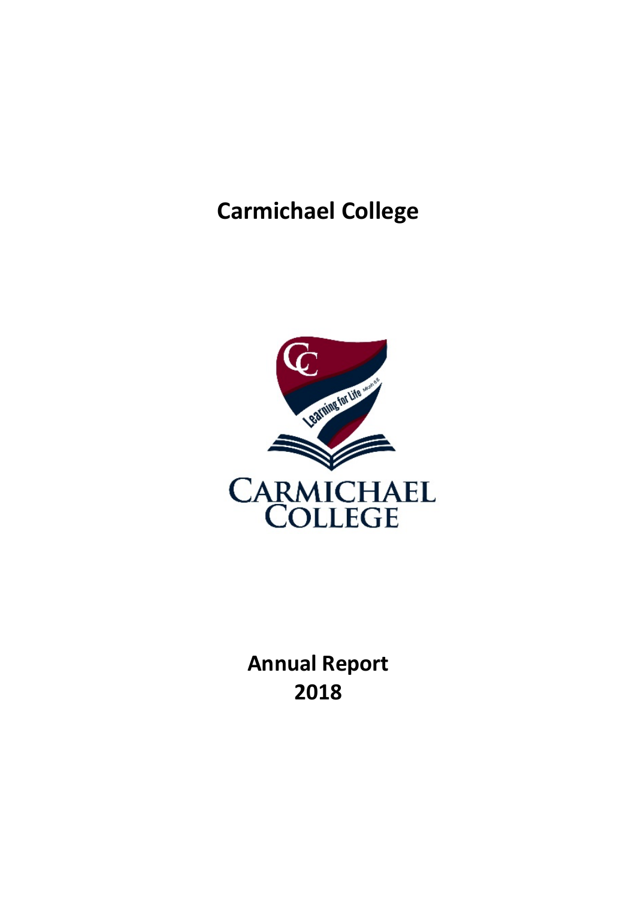# Carmichael College

# Annual Report 2018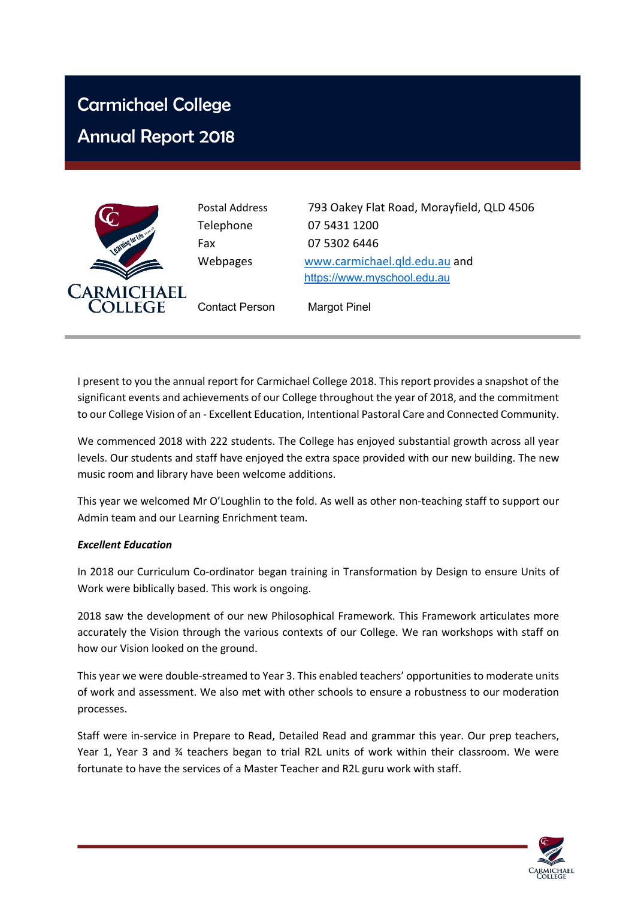# Carmichael College

# Annual Report 2018

| | |
|---|---|
| Postal Address | 793 Oakey Flat Road, Morayfield, QLD 4506 |
| Telephone | 07 5431 1200 |
| Fax | 07 5302 6446 |
| Webpages | www.carmichael.qld.edu.au and https://www.myschool.edu.au |
| Contact Person | Margot Pinel |

I present to you the annual report for Carmichael College 2018. This report provides a snapshot of the significant events and achievements of our College throughout the year of 2018, and the commitment to our College Vision of an - Excellent Education, Intentional Pastoral Care and Connected Community.

We commenced 2018 with 222 students. The College has enjoyed substantial growth across all year levels. Our students and staff have enjoyed the extra space provided with our new building. The new music room and library have been welcome additions.

This year we welcomed Mr O'Loughlin to the fold. As well as other non-teaching staff to support our Admin team and our Learning Enrichment team.

***Excellent Education***

In 2018 our Curriculum Co-ordinator began training in Transformation by Design to ensure Units of Work were biblically based. This work is ongoing.

2018 saw the development of our new Philosophical Framework. This Framework articulates more accurately the Vision through the various contexts of our College. We ran workshops with staff on how our Vision looked on the ground.

This year we were double-streamed to Year 3. This enabled teachers' opportunities to moderate units of work and assessment. We also met with other schools to ensure a robustness to our moderation processes.

Staff were in-service in Prepare to Read, Detailed Read and grammar this year. Our prep teachers, Year 1, Year 3 and ¾ teachers began to trial R2L units of work within their classroom. We were fortunate to have the services of a Master Teacher and R2L guru work with staff.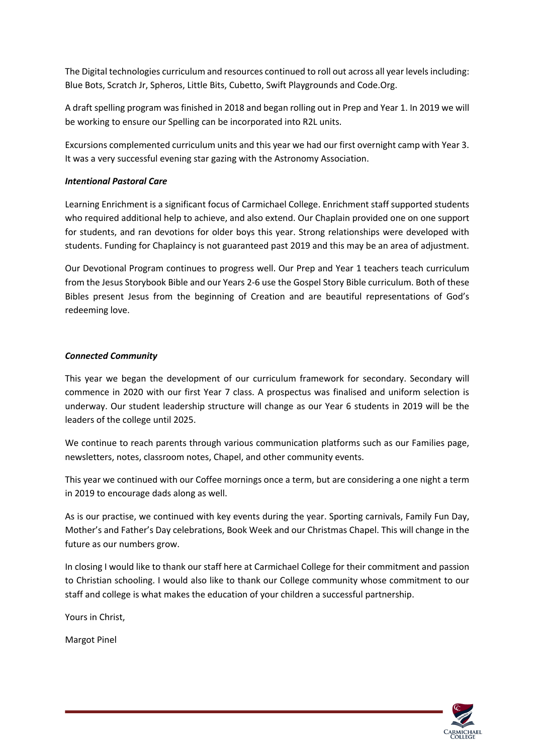The Digital technologies curriculum and resources continued to roll out across all year levels including: Blue Bots, Scratch Jr, Spheros, Little Bits, Cubetto, Swift Playgrounds and Code.Org.

A draft spelling program was finished in 2018 and began rolling out in Prep and Year 1. In 2019 we will be working to ensure our Spelling can be incorporated into R2L units.

Excursions complemented curriculum units and this year we had our first overnight camp with Year 3. It was a very successful evening star gazing with the Astronomy Association.

***Intentional Pastoral Care***

Learning Enrichment is a significant focus of Carmichael College. Enrichment staff supported students who required additional help to achieve, and also extend. Our Chaplain provided one on one support for students, and ran devotions for older boys this year. Strong relationships were developed with students. Funding for Chaplaincy is not guaranteed past 2019 and this may be an area of adjustment.

Our Devotional Program continues to progress well. Our Prep and Year 1 teachers teach curriculum from the Jesus Storybook Bible and our Years 2-6 use the Gospel Story Bible curriculum. Both of these Bibles present Jesus from the beginning of Creation and are beautiful representations of God's redeeming love.

***Connected Community***

This year we began the development of our curriculum framework for secondary. Secondary will commence in 2020 with our first Year 7 class. A prospectus was finalised and uniform selection is underway. Our student leadership structure will change as our Year 6 students in 2019 will be the leaders of the college until 2025.

We continue to reach parents through various communication platforms such as our Families page, newsletters, notes, classroom notes, Chapel, and other community events.

This year we continued with our Coffee mornings once a term, but are considering a one night a term in 2019 to encourage dads along as well.

As is our practise, we continued with key events during the year. Sporting carnivals, Family Fun Day, Mother's and Father's Day celebrations, Book Week and our Christmas Chapel. This will change in the future as our numbers grow.

In closing I would like to thank our staff here at Carmichael College for their commitment and passion to Christian schooling. I would also like to thank our College community whose commitment to our staff and college is what makes the education of your children a successful partnership.

Yours in Christ,

Margot Pinel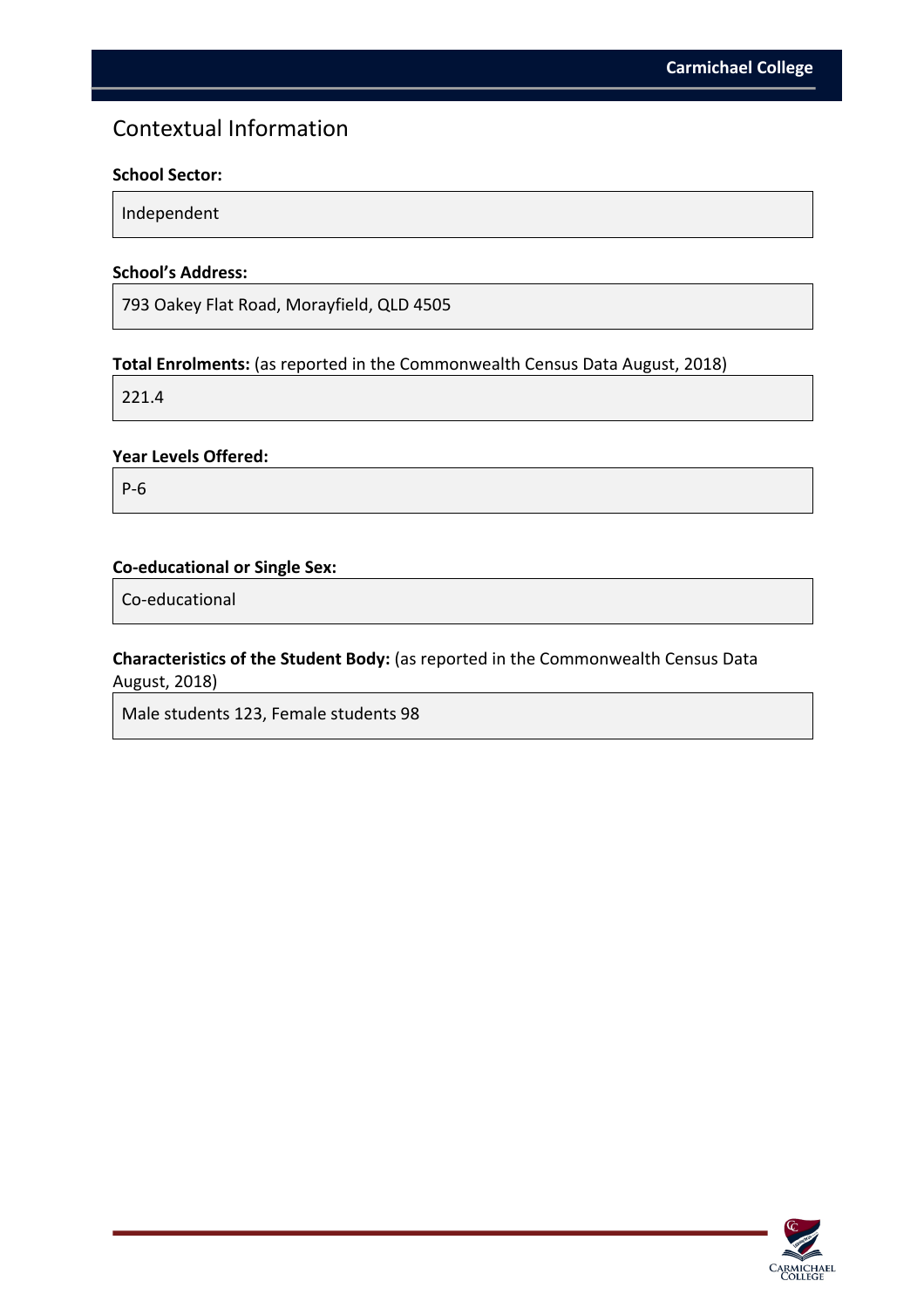## Contextual Information

**School Sector:**

Independent

**School's Address:**

793 Oakey Flat Road, Morayfield, QLD 4505

**Total Enrolments:** (as reported in the Commonwealth Census Data August, 2018)

221.4

**Year Levels Offered:**

P-6

**Co-educational or Single Sex:**

Co-educational

**Characteristics of the Student Body:** (as reported in the Commonwealth Census Data August, 2018)

Male students 123, Female students 98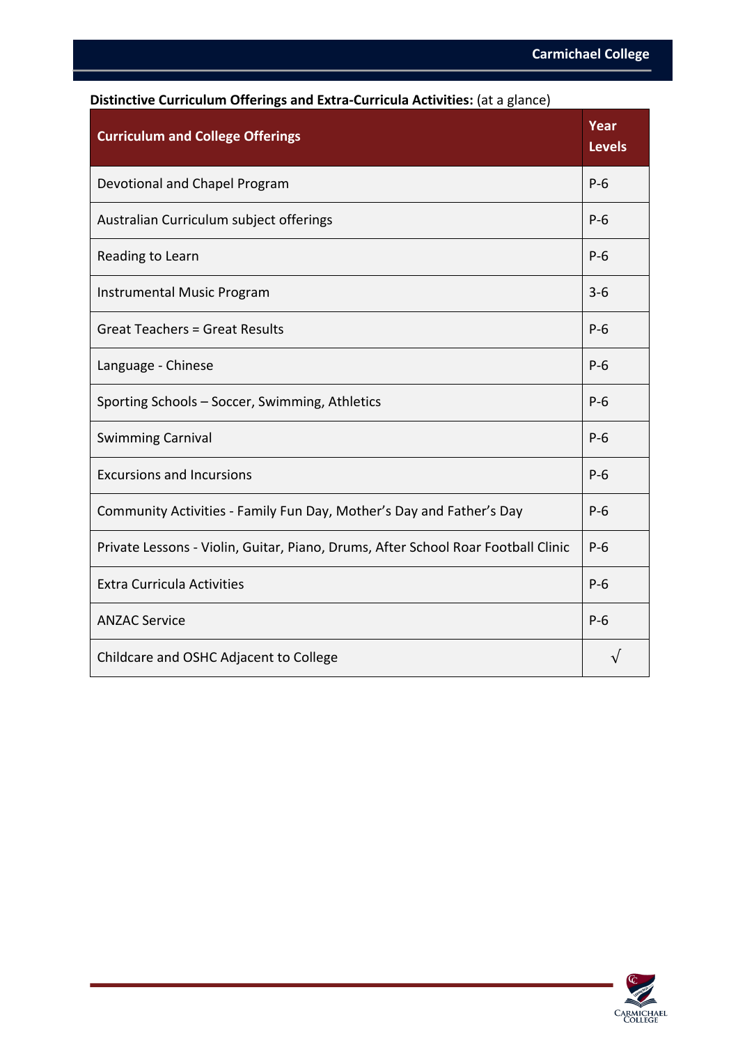**Distinctive Curriculum Offerings and Extra-Curricula Activities:** (at a glance)

| Curriculum and College Offerings | Year Levels |
|---|---|
| Devotional and Chapel Program | P-6 |
| Australian Curriculum subject offerings | P-6 |
| Reading to Learn | P-6 |
| Instrumental Music Program | 3-6 |
| Great Teachers = Great Results | P-6 |
| Language - Chinese | P-6 |
| Sporting Schools – Soccer, Swimming, Athletics | P-6 |
| Swimming Carnival | P-6 |
| Excursions and Incursions | P-6 |
| Community Activities - Family Fun Day, Mother's Day and Father's Day | P-6 |
| Private Lessons - Violin, Guitar, Piano, Drums, After School Roar Football Clinic | P-6 |
| Extra Curricula Activities | P-6 |
| ANZAC Service | P-6 |
| Childcare and OSHC Adjacent to College | √ |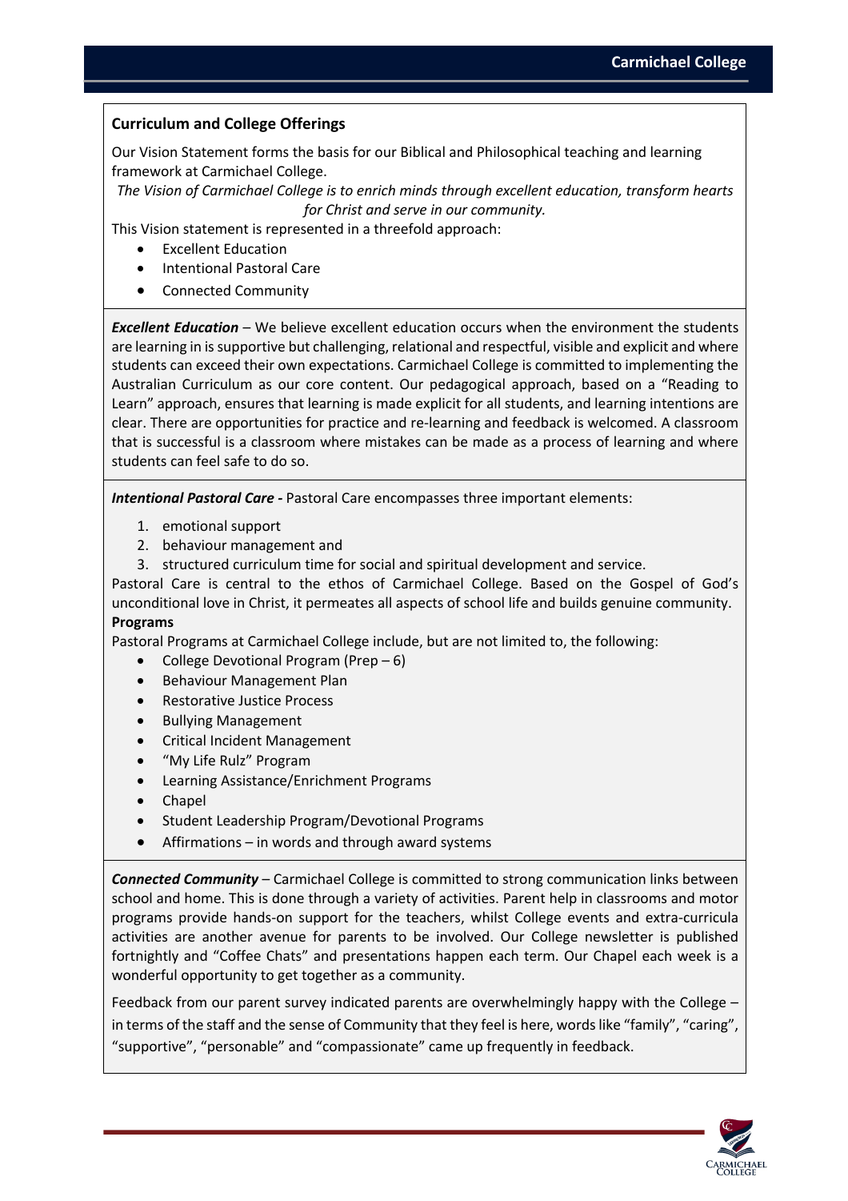## Curriculum and College Offerings

Our Vision Statement forms the basis for our Biblical and Philosophical teaching and learning framework at Carmichael College.

*The Vision of Carmichael College is to enrich minds through excellent education, transform hearts for Christ and serve in our community.*

This Vision statement is represented in a threefold approach:

- Excellent Education
- Intentional Pastoral Care
- Connected Community

***Excellent Education*** – We believe excellent education occurs when the environment the students are learning in is supportive but challenging, relational and respectful, visible and explicit and where students can exceed their own expectations. Carmichael College is committed to implementing the Australian Curriculum as our core content. Our pedagogical approach, based on a "Reading to Learn" approach, ensures that learning is made explicit for all students, and learning intentions are clear. There are opportunities for practice and re-learning and feedback is welcomed. A classroom that is successful is a classroom where mistakes can be made as a process of learning and where students can feel safe to do so.

***Intentional Pastoral Care -*** Pastoral Care encompasses three important elements:

1. emotional support
2. behaviour management and
3. structured curriculum time for social and spiritual development and service.

Pastoral Care is central to the ethos of Carmichael College. Based on the Gospel of God's unconditional love in Christ, it permeates all aspects of school life and builds genuine community.

**Programs**

Pastoral Programs at Carmichael College include, but are not limited to, the following:

- College Devotional Program (Prep – 6)
- Behaviour Management Plan
- Restorative Justice Process
- Bullying Management
- Critical Incident Management
- "My Life Rulz" Program
- Learning Assistance/Enrichment Programs
- Chapel
- Student Leadership Program/Devotional Programs
- Affirmations – in words and through award systems

***Connected Community*** – Carmichael College is committed to strong communication links between school and home. This is done through a variety of activities. Parent help in classrooms and motor programs provide hands-on support for the teachers, whilst College events and extra-curricula activities are another avenue for parents to be involved. Our College newsletter is published fortnightly and "Coffee Chats" and presentations happen each term. Our Chapel each week is a wonderful opportunity to get together as a community.

Feedback from our parent survey indicated parents are overwhelmingly happy with the College – in terms of the staff and the sense of Community that they feel is here, words like "family", "caring", "supportive", "personable" and "compassionate" came up frequently in feedback.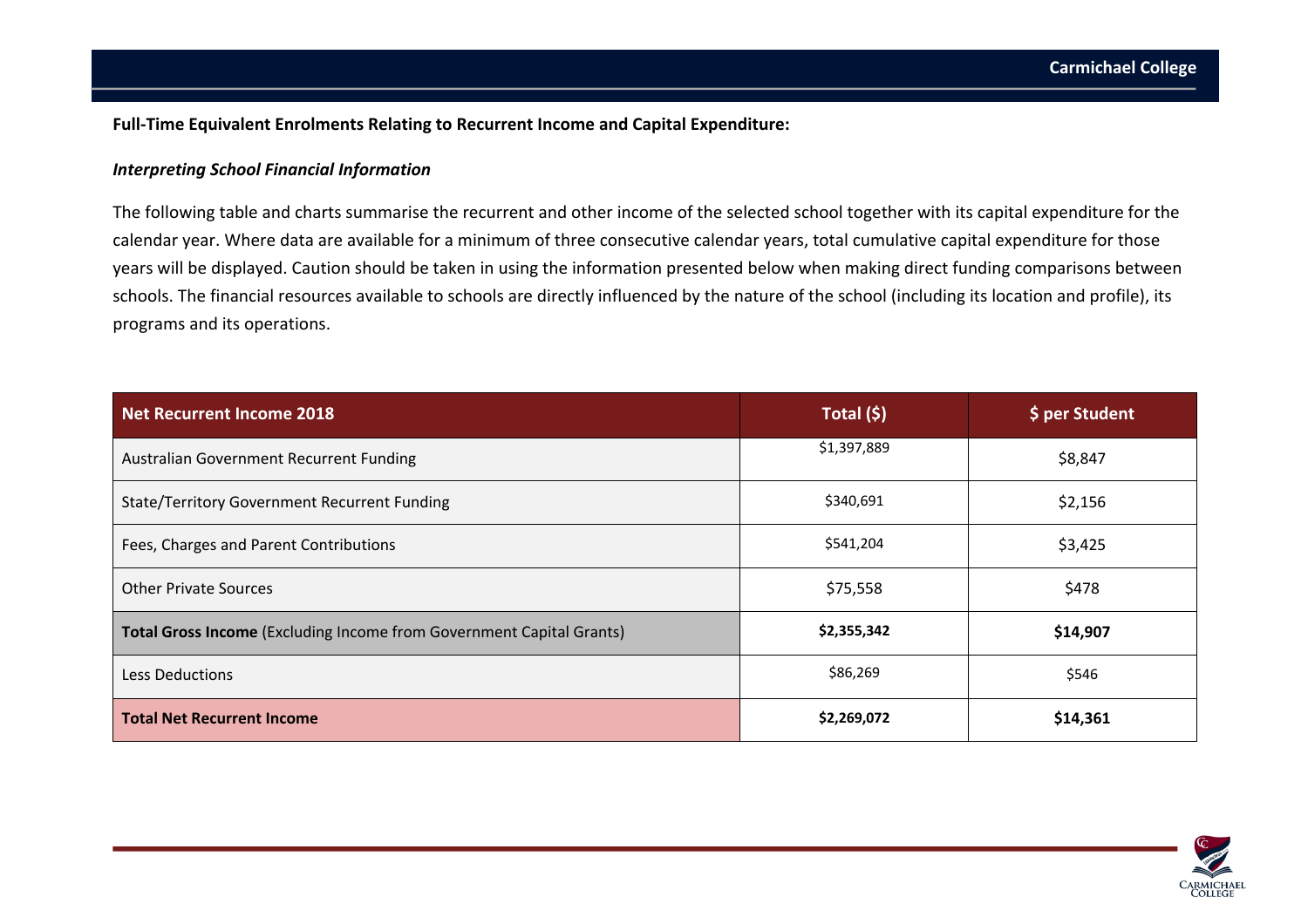**Full-Time Equivalent Enrolments Relating to Recurrent Income and Capital Expenditure:**

***Interpreting School Financial Information***

The following table and charts summarise the recurrent and other income of the selected school together with its capital expenditure for the calendar year. Where data are available for a minimum of three consecutive calendar years, total cumulative capital expenditure for those years will be displayed. Caution should be taken in using the information presented below when making direct funding comparisons between schools. The financial resources available to schools are directly influenced by the nature of the school (including its location and profile), its programs and its operations.

| Net Recurrent Income 2018 | Total ($) | $ per Student |
|---|---|---|
| Australian Government Recurrent Funding | $1,397,889 | $8,847 |
| State/Territory Government Recurrent Funding | $340,691 | $2,156 |
| Fees, Charges and Parent Contributions | $541,204 | $3,425 |
| Other Private Sources | $75,558 | $478 |
| **Total Gross Income** (Excluding Income from Government Capital Grants) | **$2,355,342** | **$14,907** |
| Less Deductions | $86,269 | $546 |
| **Total Net Recurrent Income** | **$2,269,072** | **$14,361** |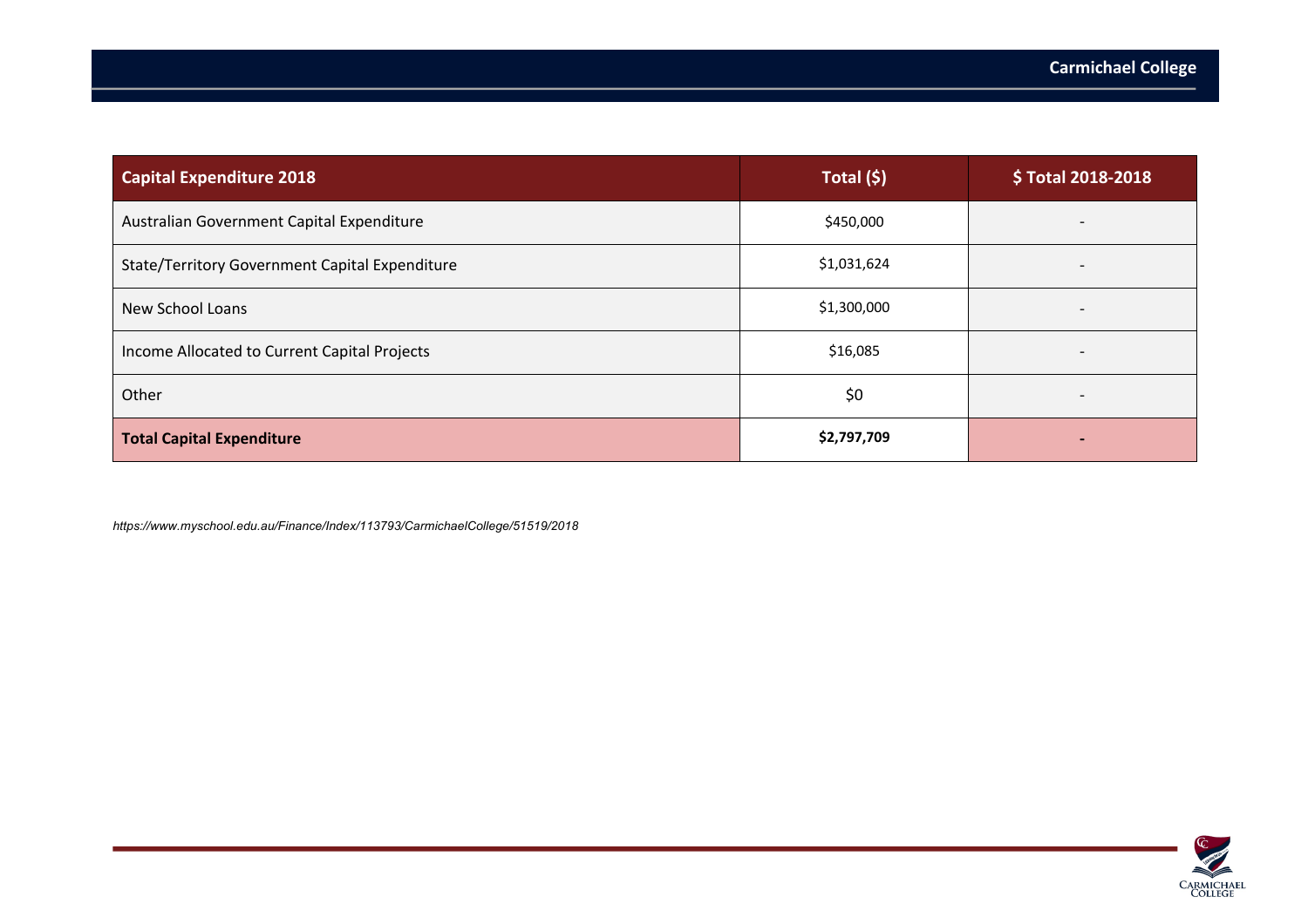| Capital Expenditure 2018 | Total ($) | $ Total 2018-2018 |
|---|---|---|
| Australian Government Capital Expenditure | $450,000 | - |
| State/Territory Government Capital Expenditure | $1,031,624 | - |
| New School Loans | $1,300,000 | - |
| Income Allocated to Current Capital Projects | $16,085 | - |
| Other | $0 | - |
| **Total Capital Expenditure** | **$2,797,709** | **-** |

*https://www.myschool.edu.au/Finance/Index/113793/CarmichaelCollege/51519/2018*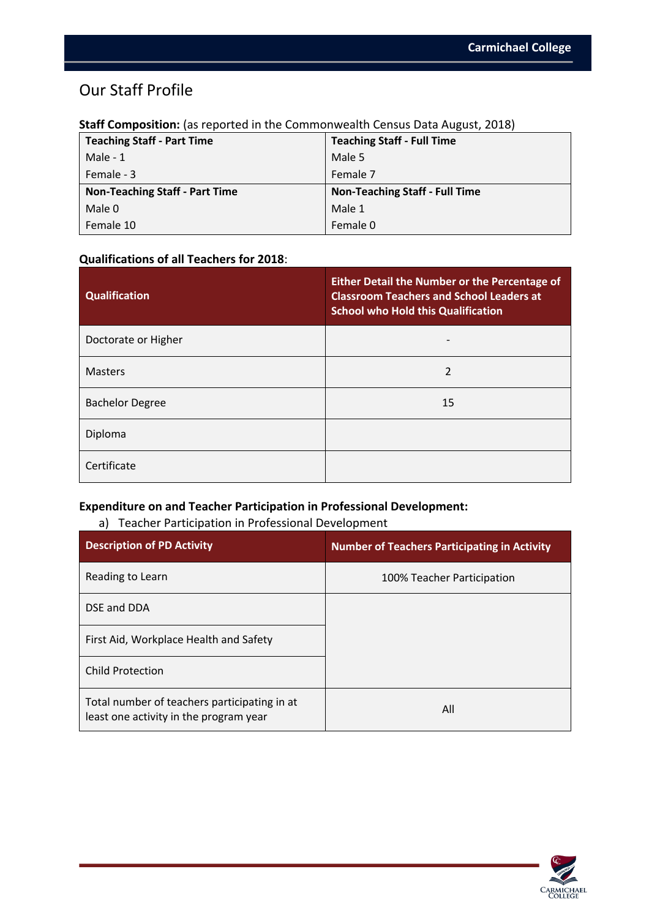## Our Staff Profile

**Staff Composition:** (as reported in the Commonwealth Census Data August, 2018)

| Teaching Staff - Part Time | Teaching Staff - Full Time |
|---|---|
| Male - 1 | Male 5 |
| Female - 3 | Female 7 |
| **Non-Teaching Staff - Part Time** | **Non-Teaching Staff - Full Time** |
| Male 0 | Male 1 |
| Female 10 | Female 0 |

**Qualifications of all Teachers for 2018**:

| Qualification | Either Detail the Number or the Percentage of Classroom Teachers and School Leaders at School who Hold this Qualification |
|---|---|
| Doctorate or Higher | - |
| Masters | 2 |
| Bachelor Degree | 15 |
| Diploma | |
| Certificate | |

**Expenditure on and Teacher Participation in Professional Development:**

a) Teacher Participation in Professional Development

| Description of PD Activity | Number of Teachers Participating in Activity |
|---|---|
| Reading to Learn | 100% Teacher Participation |
| DSE and DDA | |
| First Aid, Workplace Health and Safety | |
| Child Protection | |
| Total number of teachers participating in at least one activity in the program year | All |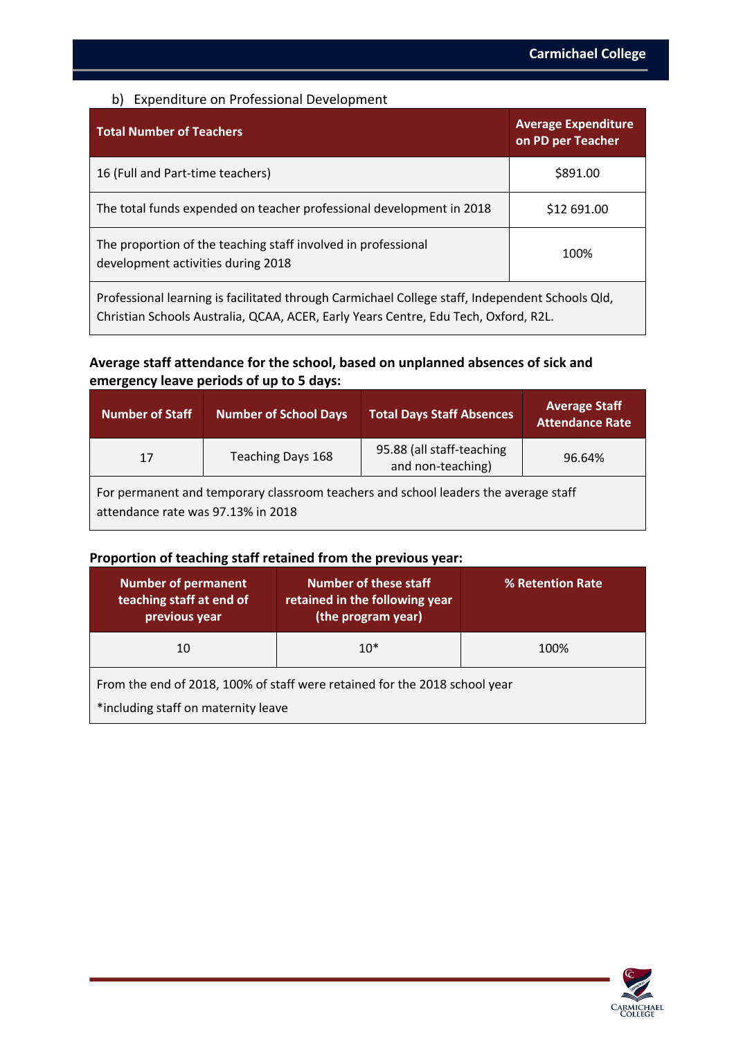b) Expenditure on Professional Development

| Total Number of Teachers | Average Expenditure on PD per Teacher |
|---|---|
| 16 (Full and Part-time teachers) | $891.00 |
| The total funds expended on teacher professional development in 2018 | $12 691.00 |
| The proportion of the teaching staff involved in professional development activities during 2018 | 100% |
| Professional learning is facilitated through Carmichael College staff, Independent Schools Qld, Christian Schools Australia, QCAA, ACER, Early Years Centre, Edu Tech, Oxford, R2L. | |

**Average staff attendance for the school, based on unplanned absences of sick and emergency leave periods of up to 5 days:**

| Number of Staff | Number of School Days | Total Days Staff Absences | Average Staff Attendance Rate |
|---|---|---|---|
| 17 | Teaching Days 168 | 95.88 (all staff-teaching and non-teaching) | 96.64% |
| For permanent and temporary classroom teachers and school leaders the average staff attendance rate was 97.13% in 2018 | | | |

**Proportion of teaching staff retained from the previous year:**

| Number of permanent teaching staff at end of previous year | Number of these staff retained in the following year (the program year) | % Retention Rate |
|---|---|---|
| 10 | 10* | 100% |
| From the end of 2018, 100% of staff were retained for the 2018 school year<br>*including staff on maternity leave | | |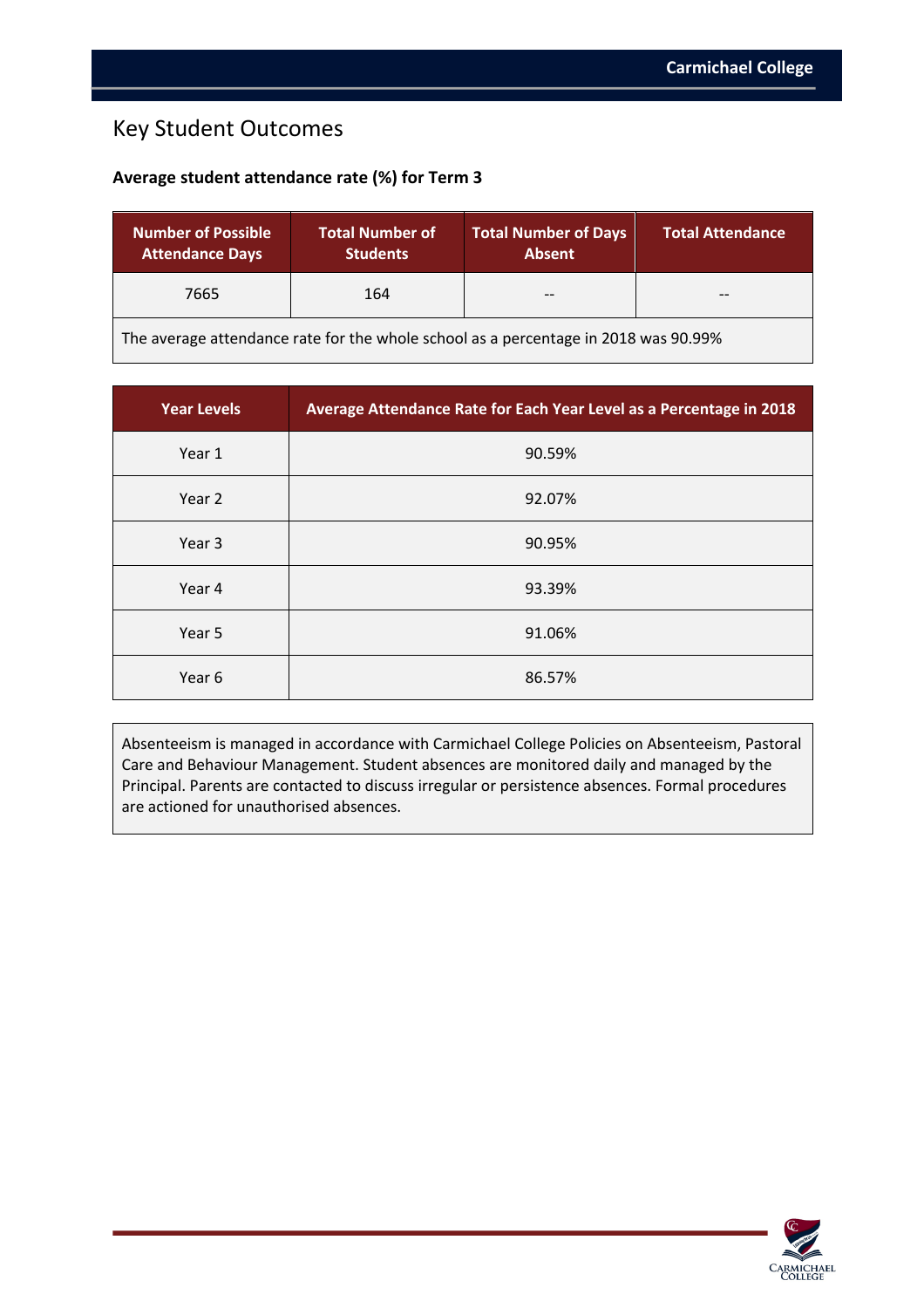# Key Student Outcomes

**Average student attendance rate (%) for Term 3**

| Number of Possible Attendance Days | Total Number of Students | Total Number of Days Absent | Total Attendance |
|---|---|---|---|
| 7665 | 164 | -- | -- |
| The average attendance rate for the whole school as a percentage in 2018 was 90.99% | | | |

| Year Levels | Average Attendance Rate for Each Year Level as a Percentage in 2018 |
|---|---|
| Year 1 | 90.59% |
| Year 2 | 92.07% |
| Year 3 | 90.95% |
| Year 4 | 93.39% |
| Year 5 | 91.06% |
| Year 6 | 86.57% |

Absenteeism is managed in accordance with Carmichael College Policies on Absenteeism, Pastoral Care and Behaviour Management. Student absences are monitored daily and managed by the Principal. Parents are contacted to discuss irregular or persistence absences. Formal procedures are actioned for unauthorised absences.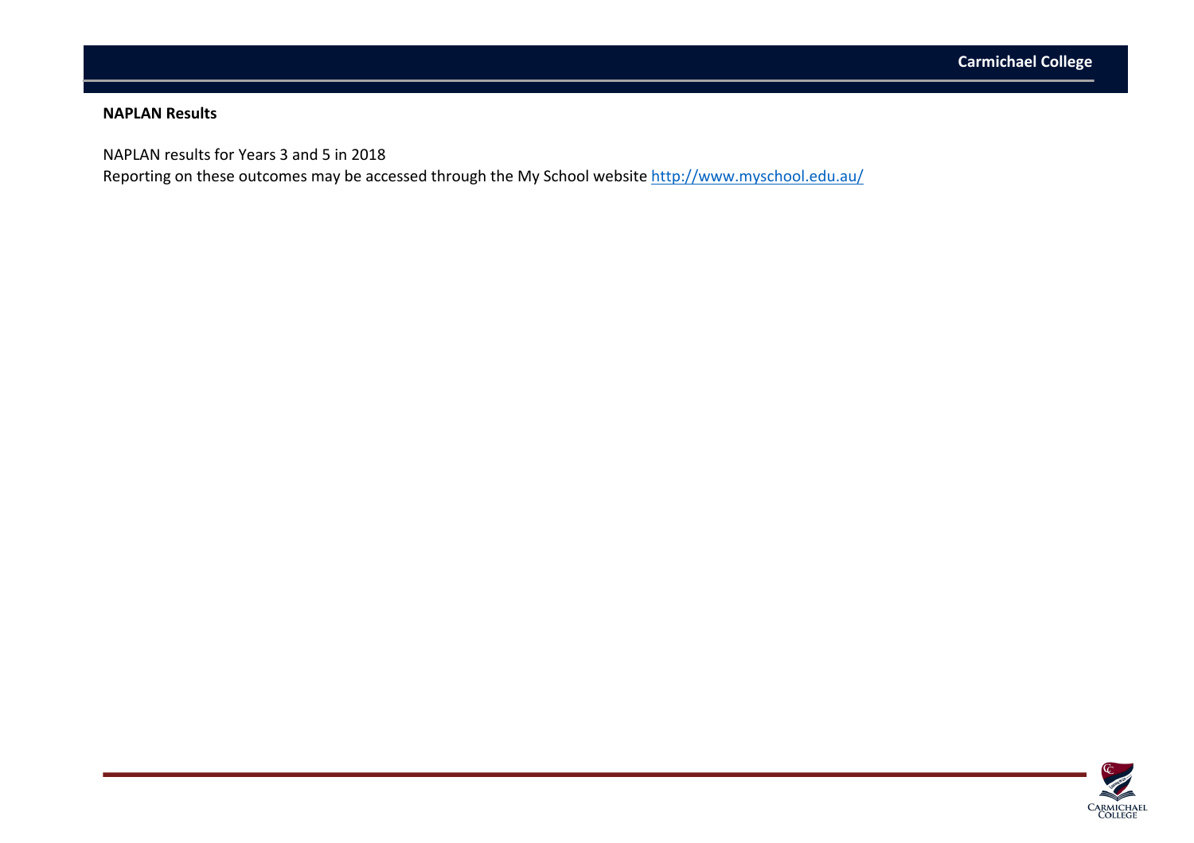**NAPLAN Results**

NAPLAN results for Years 3 and 5 in 2018
Reporting on these outcomes may be accessed through the My School website http://www.myschool.edu.au/